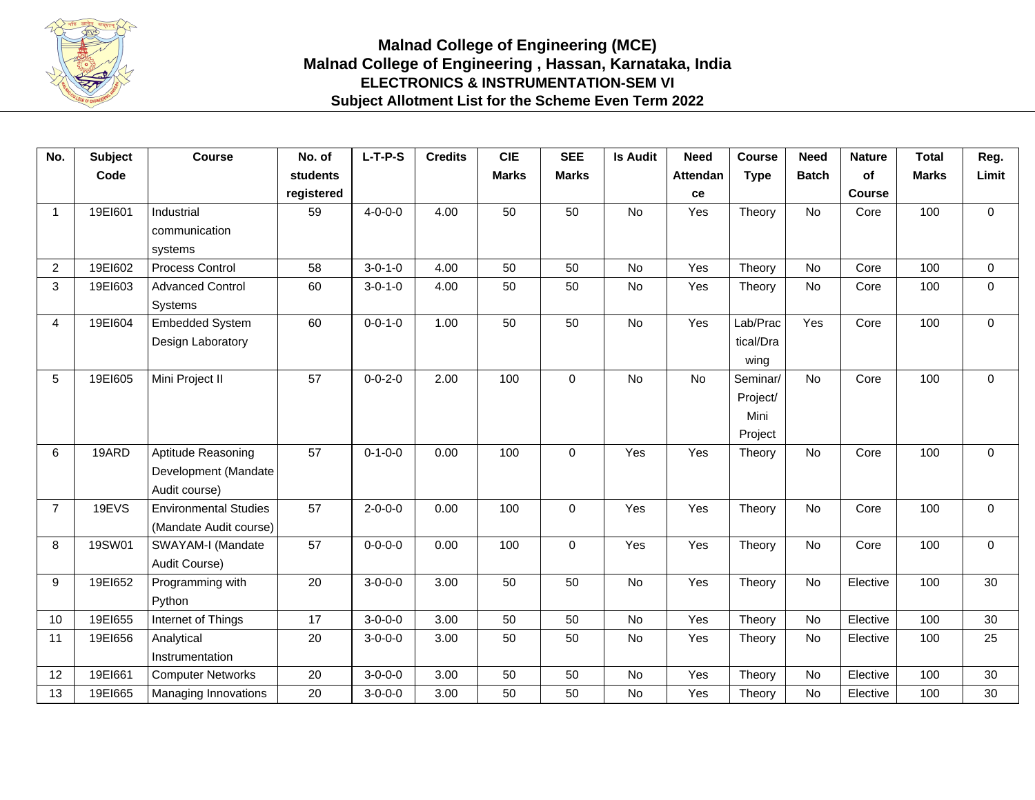# Malnad College of Engineering (MCE)

## Malnad College of Engineering , Hassan, Karnataka, India

### ELECTRONICS & INSTRUMENTATION-SEM VI

### Subject Allotment List for the Scheme Even Term 2022

| No. | Subject Code | Course | No. of students registered | L-T-P-S | Credits | CIE Marks | SEE Marks | Is Audit | Need Attendance | Course Type | Need Batch | Nature of Course | Total Marks | Reg. Limit |
|---|---|---|---|---|---|---|---|---|---|---|---|---|---|---|
| 1 | 19EI601 | Industrial communication systems | 59 | 4-0-0-0 | 4.00 | 50 | 50 | No | Yes | Theory | No | Core | 100 | 0 |
| 2 | 19EI602 | Process Control | 58 | 3-0-1-0 | 4.00 | 50 | 50 | No | Yes | Theory | No | Core | 100 | 0 |
| 3 | 19EI603 | Advanced Control Systems | 60 | 3-0-1-0 | 4.00 | 50 | 50 | No | Yes | Theory | No | Core | 100 | 0 |
| 4 | 19EI604 | Embedded System Design Laboratory | 60 | 0-0-1-0 | 1.00 | 50 | 50 | No | Yes | Lab/Practical/Drawing | Yes | Core | 100 | 0 |
| 5 | 19EI605 | Mini Project II | 57 | 0-0-2-0 | 2.00 | 100 | 0 | No | No | Seminar/ Project/ Mini Project | No | Core | 100 | 0 |
| 6 | 19ARD | Aptitude Reasoning Development (Mandate Audit course) | 57 | 0-1-0-0 | 0.00 | 100 | 0 | Yes | Yes | Theory | No | Core | 100 | 0 |
| 7 | 19EVS | Environmental Studies (Mandate Audit course) | 57 | 2-0-0-0 | 0.00 | 100 | 0 | Yes | Yes | Theory | No | Core | 100 | 0 |
| 8 | 19SW01 | SWAYAM-I (Mandate Audit Course) | 57 | 0-0-0-0 | 0.00 | 100 | 0 | Yes | Yes | Theory | No | Core | 100 | 0 |
| 9 | 19EI652 | Programming with Python | 20 | 3-0-0-0 | 3.00 | 50 | 50 | No | Yes | Theory | No | Elective | 100 | 30 |
| 10 | 19EI655 | Internet of Things | 17 | 3-0-0-0 | 3.00 | 50 | 50 | No | Yes | Theory | No | Elective | 100 | 30 |
| 11 | 19EI656 | Analytical Instrumentation | 20 | 3-0-0-0 | 3.00 | 50 | 50 | No | Yes | Theory | No | Elective | 100 | 25 |
| 12 | 19EI661 | Computer Networks | 20 | 3-0-0-0 | 3.00 | 50 | 50 | No | Yes | Theory | No | Elective | 100 | 30 |
| 13 | 19EI665 | Managing Innovations | 20 | 3-0-0-0 | 3.00 | 50 | 50 | No | Yes | Theory | No | Elective | 100 | 30 |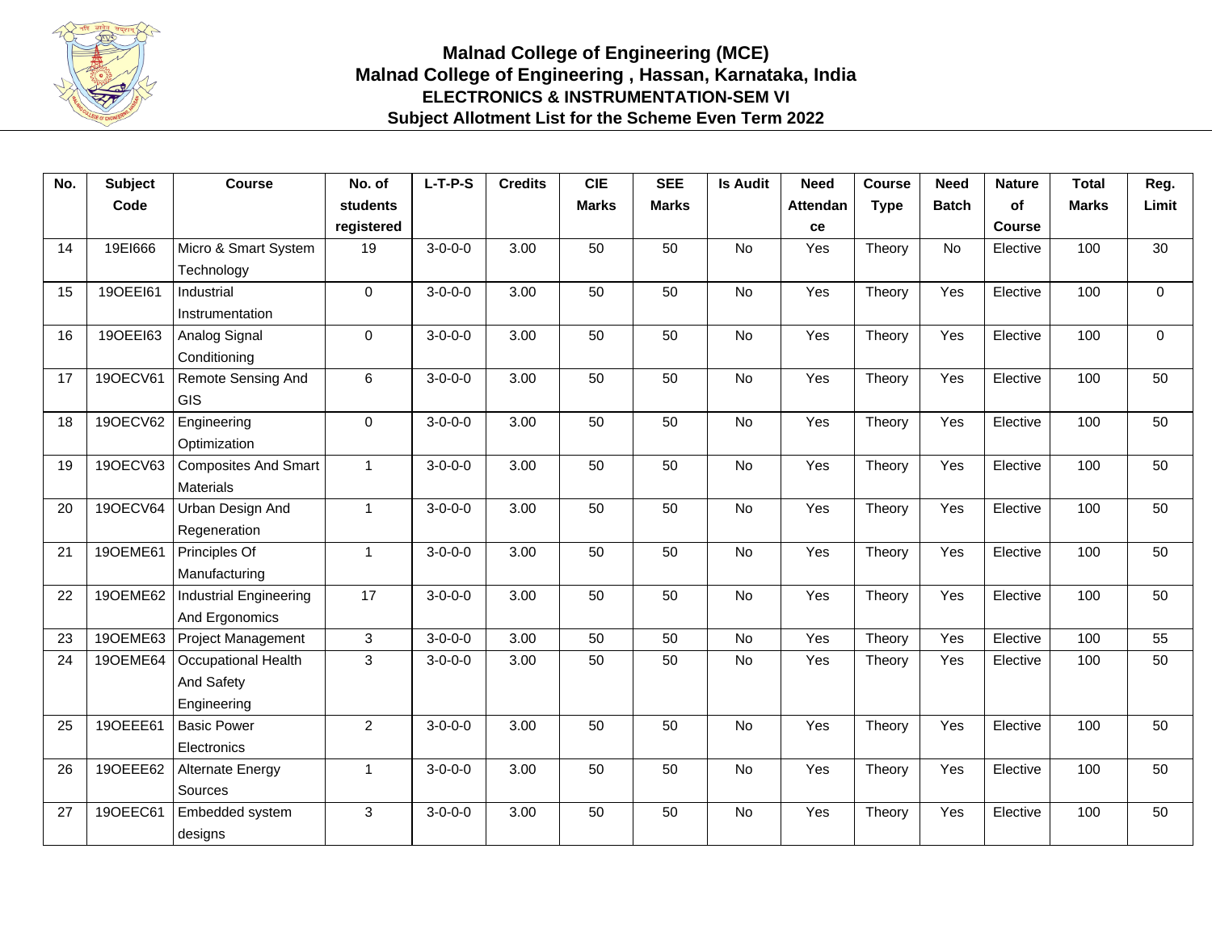# Malnad College of Engineering (MCE)

## Malnad College of Engineering , Hassan, Karnataka, India

### ELECTRONICS & INSTRUMENTATION-SEM VI

### Subject Allotment List for the Scheme Even Term 2022

| No. | Subject Code | Course | No. of students registered | L-T-P-S | Credits | CIE Marks | SEE Marks | Is Audit | Need Attendance | Course Type | Need Batch | Nature of Course | Total Marks | Reg. Limit |
|---|---|---|---|---|---|---|---|---|---|---|---|---|---|---|
| 14 | 19EI666 | Micro & Smart System Technology | 19 | 3-0-0-0 | 3.00 | 50 | 50 | No | Yes | Theory | No | Elective | 100 | 30 |
| 15 | 19OEEI61 | Industrial Instrumentation | 0 | 3-0-0-0 | 3.00 | 50 | 50 | No | Yes | Theory | Yes | Elective | 100 | 0 |
| 16 | 19OEEI63 | Analog Signal Conditioning | 0 | 3-0-0-0 | 3.00 | 50 | 50 | No | Yes | Theory | Yes | Elective | 100 | 0 |
| 17 | 19OECV61 | Remote Sensing And GIS | 6 | 3-0-0-0 | 3.00 | 50 | 50 | No | Yes | Theory | Yes | Elective | 100 | 50 |
| 18 | 19OECV62 | Engineering Optimization | 0 | 3-0-0-0 | 3.00 | 50 | 50 | No | Yes | Theory | Yes | Elective | 100 | 50 |
| 19 | 19OECV63 | Composites And Smart Materials | 1 | 3-0-0-0 | 3.00 | 50 | 50 | No | Yes | Theory | Yes | Elective | 100 | 50 |
| 20 | 19OECV64 | Urban Design And Regeneration | 1 | 3-0-0-0 | 3.00 | 50 | 50 | No | Yes | Theory | Yes | Elective | 100 | 50 |
| 21 | 19OEME61 | Principles Of Manufacturing | 1 | 3-0-0-0 | 3.00 | 50 | 50 | No | Yes | Theory | Yes | Elective | 100 | 50 |
| 22 | 19OEME62 | Industrial Engineering And Ergonomics | 17 | 3-0-0-0 | 3.00 | 50 | 50 | No | Yes | Theory | Yes | Elective | 100 | 50 |
| 23 | 19OEME63 | Project Management | 3 | 3-0-0-0 | 3.00 | 50 | 50 | No | Yes | Theory | Yes | Elective | 100 | 55 |
| 24 | 19OEME64 | Occupational Health And Safety Engineering | 3 | 3-0-0-0 | 3.00 | 50 | 50 | No | Yes | Theory | Yes | Elective | 100 | 50 |
| 25 | 19OEEE61 | Basic Power Electronics | 2 | 3-0-0-0 | 3.00 | 50 | 50 | No | Yes | Theory | Yes | Elective | 100 | 50 |
| 26 | 19OEEE62 | Alternate Energy Sources | 1 | 3-0-0-0 | 3.00 | 50 | 50 | No | Yes | Theory | Yes | Elective | 100 | 50 |
| 27 | 19OEEC61 | Embedded system designs | 3 | 3-0-0-0 | 3.00 | 50 | 50 | No | Yes | Theory | Yes | Elective | 100 | 50 |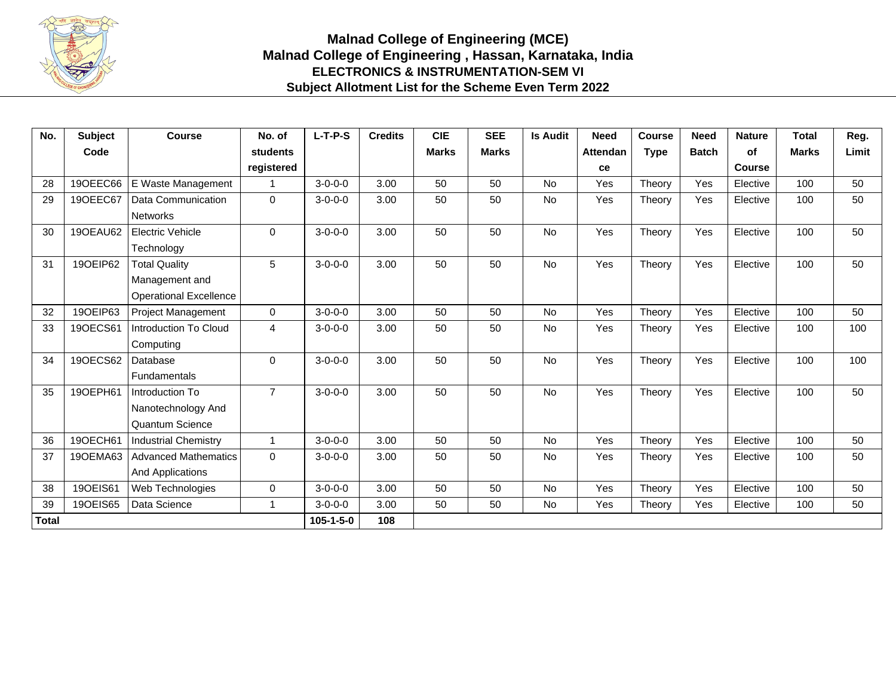# Malnad College of Engineering (MCE)
# Malnad College of Engineering , Hassan, Karnataka, India
## ELECTRONICS & INSTRUMENTATION-SEM VI
## Subject Allotment List for the Scheme Even Term 2022

| No. | Subject Code | Course | No. of students registered | L-T-P-S | Credits | CIE Marks | SEE Marks | Is Audit | Need Attendance | Course Type | Need Batch | Nature of Course | Total Marks | Reg. Limit |
|---|---|---|---|---|---|---|---|---|---|---|---|---|---|---|
| 28 | 19OEEC66 | E Waste Management | 1 | 3-0-0-0 | 3.00 | 50 | 50 | No | Yes | Theory | Yes | Elective | 100 | 50 |
| 29 | 19OEEC67 | Data Communication Networks | 0 | 3-0-0-0 | 3.00 | 50 | 50 | No | Yes | Theory | Yes | Elective | 100 | 50 |
| 30 | 19OEAU62 | Electric Vehicle Technology | 0 | 3-0-0-0 | 3.00 | 50 | 50 | No | Yes | Theory | Yes | Elective | 100 | 50 |
| 31 | 19OEIP62 | Total Quality Management and Operational Excellence | 5 | 3-0-0-0 | 3.00 | 50 | 50 | No | Yes | Theory | Yes | Elective | 100 | 50 |
| 32 | 19OEIP63 | Project Management | 0 | 3-0-0-0 | 3.00 | 50 | 50 | No | Yes | Theory | Yes | Elective | 100 | 50 |
| 33 | 19OECS61 | Introduction To Cloud Computing | 4 | 3-0-0-0 | 3.00 | 50 | 50 | No | Yes | Theory | Yes | Elective | 100 | 100 |
| 34 | 19OECS62 | Database Fundamentals | 0 | 3-0-0-0 | 3.00 | 50 | 50 | No | Yes | Theory | Yes | Elective | 100 | 100 |
| 35 | 19OEPH61 | Introduction To Nanotechnology And Quantum Science | 7 | 3-0-0-0 | 3.00 | 50 | 50 | No | Yes | Theory | Yes | Elective | 100 | 50 |
| 36 | 19OECH61 | Industrial Chemistry | 1 | 3-0-0-0 | 3.00 | 50 | 50 | No | Yes | Theory | Yes | Elective | 100 | 50 |
| 37 | 19OEMA63 | Advanced Mathematics And Applications | 0 | 3-0-0-0 | 3.00 | 50 | 50 | No | Yes | Theory | Yes | Elective | 100 | 50 |
| 38 | 19OEIS61 | Web Technologies | 0 | 3-0-0-0 | 3.00 | 50 | 50 | No | Yes | Theory | Yes | Elective | 100 | 50 |
| 39 | 19OEIS65 | Data Science | 1 | 3-0-0-0 | 3.00 | 50 | 50 | No | Yes | Theory | Yes | Elective | 100 | 50 |
| **Total** | | | | **105-1-5-0** | **108** | | | | | | | | | |